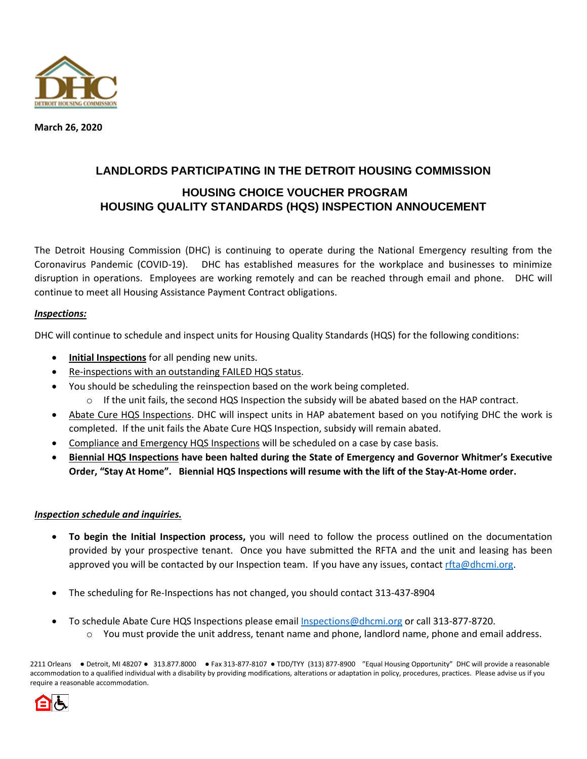DETROIT HOUSING COMMISSION

**March 26, 2020**

# LANDLORDS PARTICIPATING IN THE DETROIT HOUSING COMMISSION

## HOUSING CHOICE VOUCHER PROGRAM
## HOUSING QUALITY STANDARDS (HQS) INSPECTION ANNOUCEMENT

The Detroit Housing Commission (DHC) is continuing to operate during the National Emergency resulting from the Coronavirus Pandemic (COVID-19). DHC has established measures for the workplace and businesses to minimize disruption in operations. Employees are working remotely and can be reached through email and phone. DHC will continue to meet all Housing Assistance Payment Contract obligations.

***Inspections:***

DHC will continue to schedule and inspect units for Housing Quality Standards (HQS) for the following conditions:

- **Initial Inspections** for all pending new units.
- Re-inspections with an outstanding FAILED HQS status.
- You should be scheduling the reinspection based on the work being completed.
  - If the unit fails, the second HQS Inspection the subsidy will be abated based on the HAP contract.
- Abate Cure HQS Inspections. DHC will inspect units in HAP abatement based on you notifying DHC the work is completed. If the unit fails the Abate Cure HQS Inspection, subsidy will remain abated.
- Compliance and Emergency HQS Inspections will be scheduled on a case by case basis.
- **Biennial HQS Inspections have been halted during the State of Emergency and Governor Whitmer's Executive Order, "Stay At Home". Biennial HQS Inspections will resume with the lift of the Stay-At-Home order.**

***Inspection schedule and inquiries.***

- **To begin the Initial Inspection process,** you will need to follow the process outlined on the documentation provided by your prospective tenant. Once you have submitted the RFTA and the unit and leasing has been approved you will be contacted by our Inspection team. If you have any issues, contact rfta@dhcmi.org.

- The scheduling for Re-Inspections has not changed, you should contact 313-437-8904

- To schedule Abate Cure HQS Inspections please email Inspections@dhcmi.org or call 313-877-8720.
  - You must provide the unit address, tenant name and phone, landlord name, phone and email address.

2211 Orleans ● Detroit, MI 48207 ● 313.877.8000 ● Fax 313-877-8107 ● TDD/TYY (313) 877-8900 "Equal Housing Opportunity" DHC will provide a reasonable accommodation to a qualified individual with a disability by providing modifications, alterations or adaptation in policy, procedures, practices. Please advise us if you require a reasonable accommodation.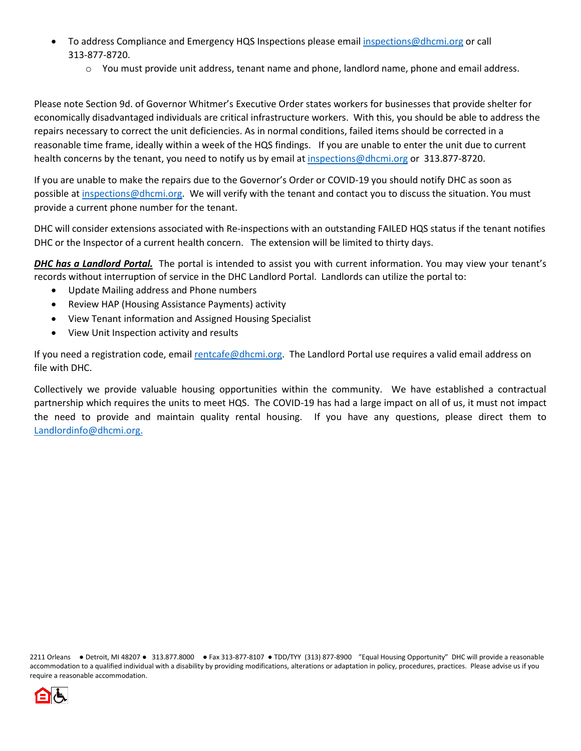- To address Compliance and Emergency HQS Inspections please email inspections@dhcmi.org or call 313-877-8720.
    - You must provide unit address, tenant name and phone, landlord name, phone and email address.

Please note Section 9d. of Governor Whitmer's Executive Order states workers for businesses that provide shelter for economically disadvantaged individuals are critical infrastructure workers. With this, you should be able to address the repairs necessary to correct the unit deficiencies. As in normal conditions, failed items should be corrected in a reasonable time frame, ideally within a week of the HQS findings. If you are unable to enter the unit due to current health concerns by the tenant, you need to notify us by email at inspections@dhcmi.org or 313.877-8720.

If you are unable to make the repairs due to the Governor's Order or COVID-19 you should notify DHC as soon as possible at inspections@dhcmi.org. We will verify with the tenant and contact you to discuss the situation. You must provide a current phone number for the tenant.

DHC will consider extensions associated with Re-inspections with an outstanding FAILED HQS status if the tenant notifies DHC or the Inspector of a current health concern. The extension will be limited to thirty days.

***DHC has a Landlord Portal.*** The portal is intended to assist you with current information. You may view your tenant's records without interruption of service in the DHC Landlord Portal. Landlords can utilize the portal to:

- Update Mailing address and Phone numbers
- Review HAP (Housing Assistance Payments) activity
- View Tenant information and Assigned Housing Specialist
- View Unit Inspection activity and results

If you need a registration code, email rentcafe@dhcmi.org. The Landlord Portal use requires a valid email address on file with DHC.

Collectively we provide valuable housing opportunities within the community. We have established a contractual partnership which requires the units to meet HQS. The COVID-19 has had a large impact on all of us, it must not impact the need to provide and maintain quality rental housing. If you have any questions, please direct them to Landlordinfo@dhcmi.org.

2211 Orleans ● Detroit, MI 48207 ● 313.877.8000 ● Fax 313-877-8107 ● TDD/TYY (313) 877-8900 "Equal Housing Opportunity" DHC will provide a reasonable accommodation to a qualified individual with a disability by providing modifications, alterations or adaptation in policy, procedures, practices. Please advise us if you require a reasonable accommodation.